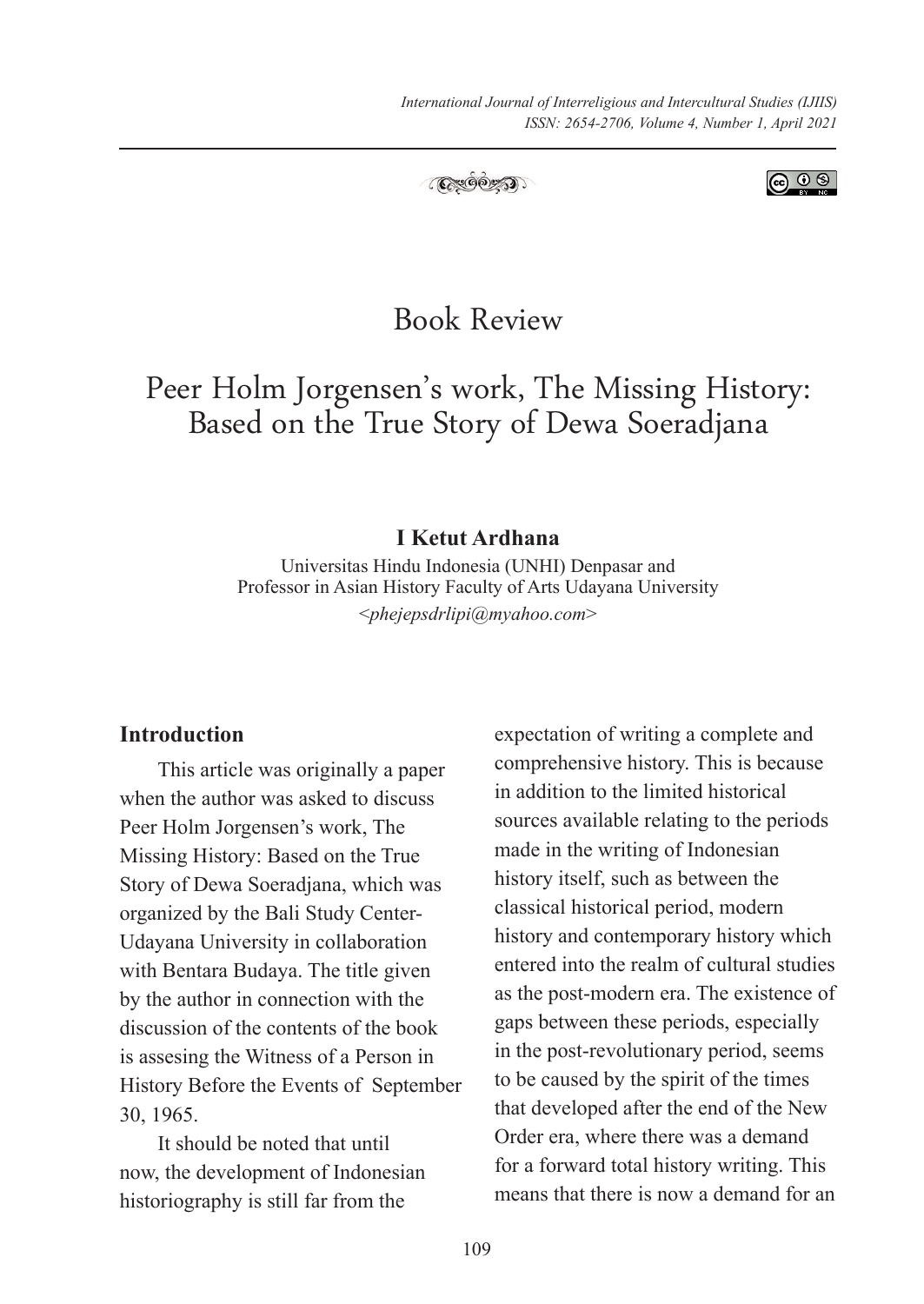# Book Review

# Peer Holm Jorgensen's work, The Missing History: Based on the True Story of Dewa Soeradjana

**I Ketut Ardhana**

Universitas Hindu Indonesia (UNHI) Denpasar and
Professor in Asian History Faculty of Arts Udayana University
*<phejepsdrlipi@myahoo.com>*

## Introduction

This article was originally a paper when the author was asked to discuss Peer Holm Jorgensen's work, The Missing History: Based on the True Story of Dewa Soeradjana, which was organized by the Bali Study Center-Udayana University in collaboration with Bentara Budaya. The title given by the author in connection with the discussion of the contents of the book is assesing the Witness of a Person in History Before the Events of September 30, 1965.

It should be noted that until now, the development of Indonesian historiography is still far from the expectation of writing a complete and comprehensive history. This is because in addition to the limited historical sources available relating to the periods made in the writing of Indonesian history itself, such as between the classical historical period, modern history and contemporary history which entered into the realm of cultural studies as the post-modern era. The existence of gaps between these periods, especially in the post-revolutionary period, seems to be caused by the spirit of the times that developed after the end of the New Order era, where there was a demand for a forward total history writing. This means that there is now a demand for an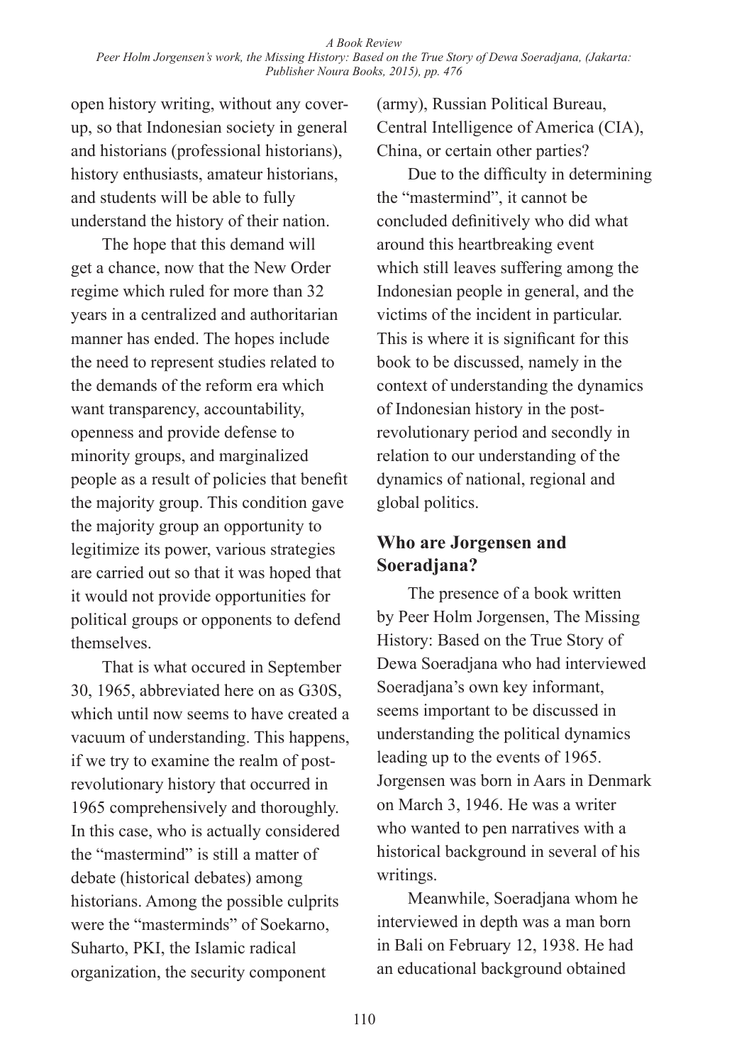open history writing, without any cover-up, so that Indonesian society in general and historians (professional historians), history enthusiasts, amateur historians, and students will be able to fully understand the history of their nation.

The hope that this demand will get a chance, now that the New Order regime which ruled for more than 32 years in a centralized and authoritarian manner has ended. The hopes include the need to represent studies related to the demands of the reform era which want transparency, accountability, openness and provide defense to minority groups, and marginalized people as a result of policies that benefit the majority group. This condition gave the majority group an opportunity to legitimize its power, various strategies are carried out so that it was hoped that it would not provide opportunities for political groups or opponents to defend themselves.

That is what occured in September 30, 1965, abbreviated here on as G30S, which until now seems to have created a vacuum of understanding. This happens, if we try to examine the realm of post-revolutionary history that occurred in 1965 comprehensively and thoroughly. In this case, who is actually considered the "mastermind" is still a matter of debate (historical debates) among historians. Among the possible culprits were the "masterminds" of Soekarno, Suharto, PKI, the Islamic radical organization, the security component (army), Russian Political Bureau, Central Intelligence of America (CIA), China, or certain other parties?

Due to the difficulty in determining the "mastermind", it cannot be concluded definitively who did what around this heartbreaking event which still leaves suffering among the Indonesian people in general, and the victims of the incident in particular. This is where it is significant for this book to be discussed, namely in the context of understanding the dynamics of Indonesian history in the post-revolutionary period and secondly in relation to our understanding of the dynamics of national, regional and global politics.

## Who are Jorgensen and Soeradjana?

The presence of a book written by Peer Holm Jorgensen, The Missing History: Based on the True Story of Dewa Soeradjana who had interviewed Soeradjana's own key informant, seems important to be discussed in understanding the political dynamics leading up to the events of 1965. Jorgensen was born in Aars in Denmark on March 3, 1946. He was a writer who wanted to pen narratives with a historical background in several of his writings.

Meanwhile, Soeradjana whom he interviewed in depth was a man born in Bali on February 12, 1938. He had an educational background obtained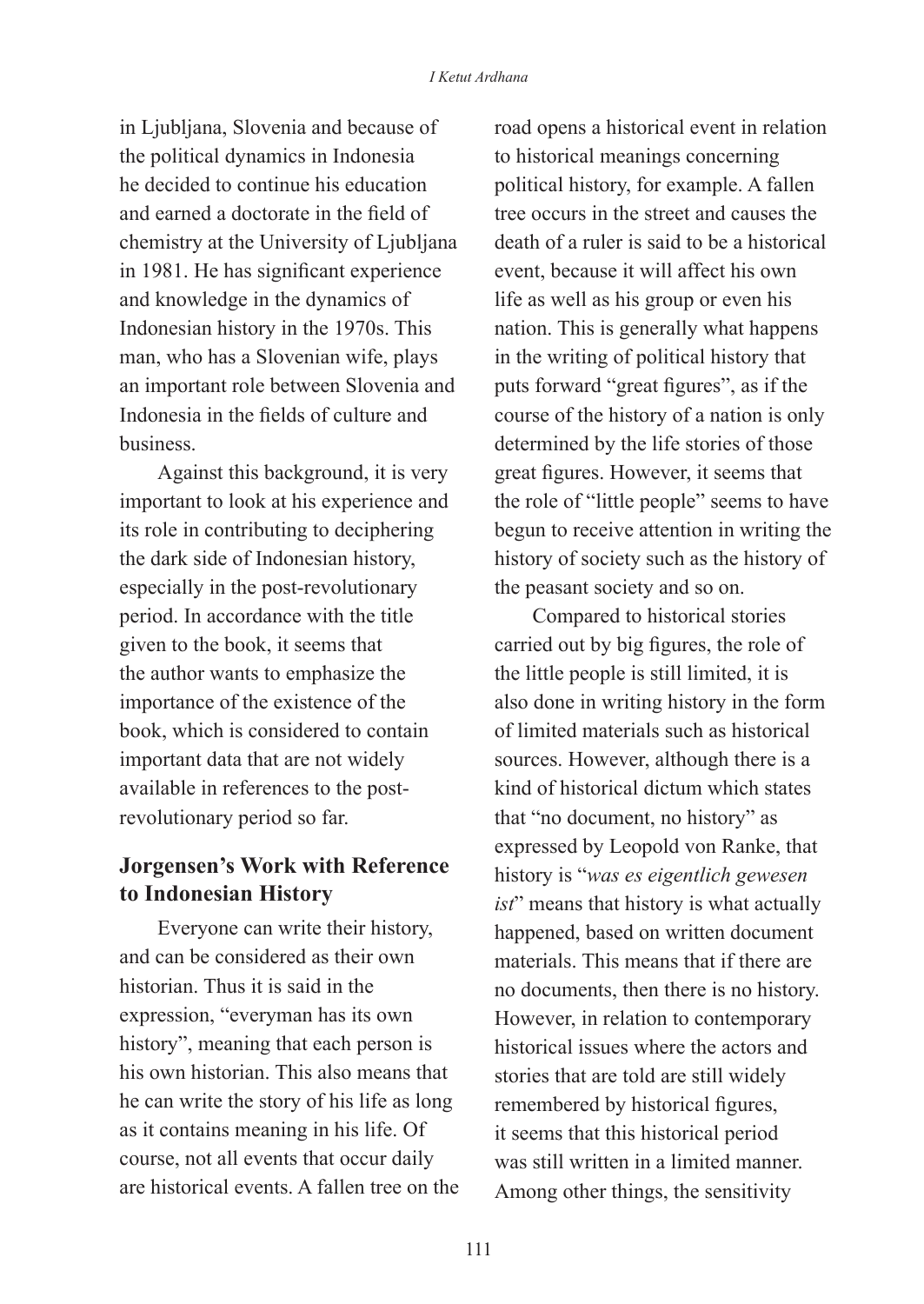in Ljubljana, Slovenia and because of the political dynamics in Indonesia he decided to continue his education and earned a doctorate in the field of chemistry at the University of Ljubljana in 1981. He has significant experience and knowledge in the dynamics of Indonesian history in the 1970s. This man, who has a Slovenian wife, plays an important role between Slovenia and Indonesia in the fields of culture and business.

Against this background, it is very important to look at his experience and its role in contributing to deciphering the dark side of Indonesian history, especially in the post-revolutionary period. In accordance with the title given to the book, it seems that the author wants to emphasize the importance of the existence of the book, which is considered to contain important data that are not widely available in references to the post-revolutionary period so far.

## Jorgensen's Work with Reference to Indonesian History

Everyone can write their history, and can be considered as their own historian. Thus it is said in the expression, "everyman has its own history", meaning that each person is his own historian. This also means that he can write the story of his life as long as it contains meaning in his life. Of course, not all events that occur daily are historical events. A fallen tree on the road opens a historical event in relation to historical meanings concerning political history, for example. A fallen tree occurs in the street and causes the death of a ruler is said to be a historical event, because it will affect his own life as well as his group or even his nation. This is generally what happens in the writing of political history that puts forward "great figures", as if the course of the history of a nation is only determined by the life stories of those great figures. However, it seems that the role of "little people" seems to have begun to receive attention in writing the history of society such as the history of the peasant society and so on.

Compared to historical stories carried out by big figures, the role of the little people is still limited, it is also done in writing history in the form of limited materials such as historical sources. However, although there is a kind of historical dictum which states that "no document, no history" as expressed by Leopold von Ranke, that history is "*was es eigentlich gewesen ist*" means that history is what actually happened, based on written document materials. This means that if there are no documents, then there is no history. However, in relation to contemporary historical issues where the actors and stories that are told are still widely remembered by historical figures, it seems that this historical period was still written in a limited manner. Among other things, the sensitivity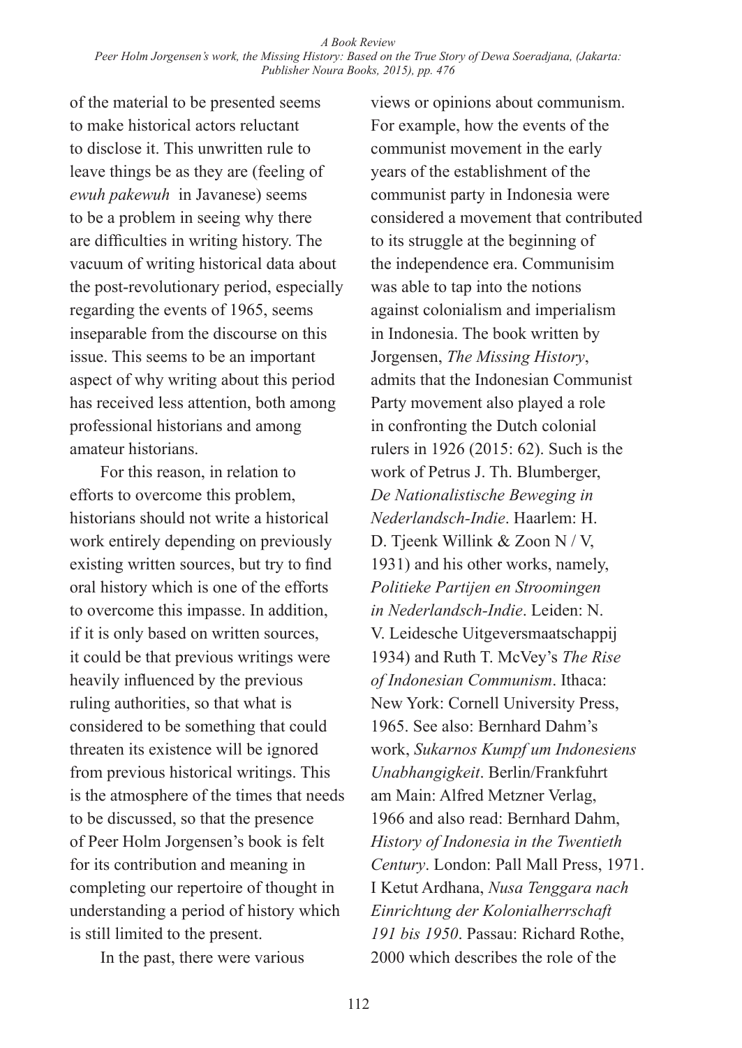of the material to be presented seems to make historical actors reluctant to disclose it. This unwritten rule to leave things be as they are (feeling of *ewuh pakewuh* in Javanese) seems to be a problem in seeing why there are difficulties in writing history. The vacuum of writing historical data about the post-revolutionary period, especially regarding the events of 1965, seems inseparable from the discourse on this issue. This seems to be an important aspect of why writing about this period has received less attention, both among professional historians and among amateur historians.

For this reason, in relation to efforts to overcome this problem, historians should not write a historical work entirely depending on previously existing written sources, but try to find oral history which is one of the efforts to overcome this impasse. In addition, if it is only based on written sources, it could be that previous writings were heavily influenced by the previous ruling authorities, so that what is considered to be something that could threaten its existence will be ignored from previous historical writings. This is the atmosphere of the times that needs to be discussed, so that the presence of Peer Holm Jorgensen's book is felt for its contribution and meaning in completing our repertoire of thought in understanding a period of history which is still limited to the present.

In the past, there were various views or opinions about communism. For example, how the events of the communist movement in the early years of the establishment of the communist party in Indonesia were considered a movement that contributed to its struggle at the beginning of the independence era. Communisim was able to tap into the notions against colonialism and imperialism in Indonesia. The book written by Jorgensen, *The Missing History*, admits that the Indonesian Communist Party movement also played a role in confronting the Dutch colonial rulers in 1926 (2015: 62). Such is the work of Petrus J. Th. Blumberger, *De Nationalistische Beweging in Nederlandsch-Indie*. Haarlem: H. D. Tjeenk Willink & Zoon N / V, 1931) and his other works, namely, *Politieke Partijen en Stroomingen in Nederlandsch-Indie*. Leiden: N. V. Leidesche Uitgeversmaatschappij 1934) and Ruth T. McVey's *The Rise of Indonesian Communism*. Ithaca: New York: Cornell University Press, 1965. See also: Bernhard Dahm's work, *Sukarnos Kumpf um Indonesiens Unabhangigkeit*. Berlin/Frankfuhrt am Main: Alfred Metzner Verlag, 1966 and also read: Bernhard Dahm, *History of Indonesia in the Twentieth Century*. London: Pall Mall Press, 1971. I Ketut Ardhana, *Nusa Tenggara nach Einrichtung der Kolonialherrschaft 191 bis 1950*. Passau: Richard Rothe, 2000 which describes the role of the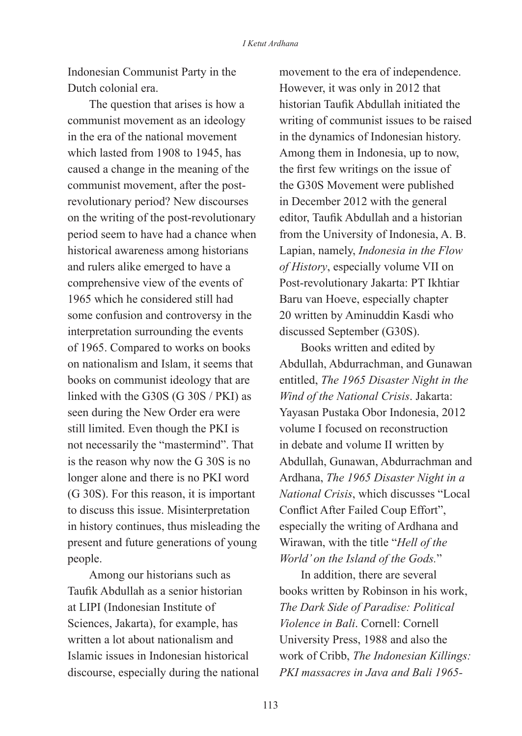Indonesian Communist Party in the Dutch colonial era.

The question that arises is how a communist movement as an ideology in the era of the national movement which lasted from 1908 to 1945, has caused a change in the meaning of the communist movement, after the post-revolutionary period? New discourses on the writing of the post-revolutionary period seem to have had a chance when historical awareness among historians and rulers alike emerged to have a comprehensive view of the events of 1965 which he considered still had some confusion and controversy in the interpretation surrounding the events of 1965. Compared to works on books on nationalism and Islam, it seems that books on communist ideology that are linked with the G30S (G 30S / PKI) as seen during the New Order era were still limited. Even though the PKI is not necessarily the "mastermind". That is the reason why now the G 30S is no longer alone and there is no PKI word (G 30S). For this reason, it is important to discuss this issue. Misinterpretation in history continues, thus misleading the present and future generations of young people.

Among our historians such as Taufik Abdullah as a senior historian at LIPI (Indonesian Institute of Sciences, Jakarta), for example, has written a lot about nationalism and Islamic issues in Indonesian historical discourse, especially during the national movement to the era of independence. However, it was only in 2012 that historian Taufik Abdullah initiated the writing of communist issues to be raised in the dynamics of Indonesian history. Among them in Indonesia, up to now, the first few writings on the issue of the G30S Movement were published in December 2012 with the general editor, Taufik Abdullah and a historian from the University of Indonesia, A. B. Lapian, namely, *Indonesia in the Flow of History*, especially volume VII on Post-revolutionary Jakarta: PT Ikhtiar Baru van Hoeve, especially chapter 20 written by Aminuddin Kasdi who discussed September (G30S).

Books written and edited by Abdullah, Abdurrachman, and Gunawan entitled, *The 1965 Disaster Night in the Wind of the National Crisis*. Jakarta: Yayasan Pustaka Obor Indonesia, 2012 volume I focused on reconstruction in debate and volume II written by Abdullah, Gunawan, Abdurrachman and Ardhana, *The 1965 Disaster Night in a National Crisis*, which discusses "Local Conflict After Failed Coup Effort", especially the writing of Ardhana and Wirawan, with the title "*Hell of the World' on the Island of the Gods.*"

In addition, there are several books written by Robinson in his work, *The Dark Side of Paradise: Political Violence in Bali*. Cornell: Cornell University Press, 1988 and also the work of Cribb, *The Indonesian Killings: PKI massacres in Java and Bali 1965-*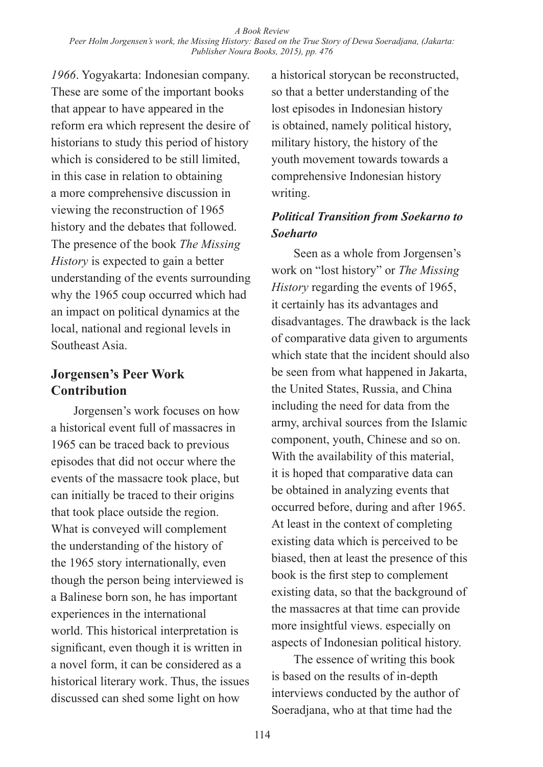*1966*. Yogyakarta: Indonesian company. These are some of the important books that appear to have appeared in the reform era which represent the desire of historians to study this period of history which is considered to be still limited, in this case in relation to obtaining a more comprehensive discussion in viewing the reconstruction of 1965 history and the debates that followed. The presence of the book *The Missing History* is expected to gain a better understanding of the events surrounding why the 1965 coup occurred which had an impact on political dynamics at the local, national and regional levels in Southeast Asia.

## Jorgensen's Peer Work Contribution

Jorgensen's work focuses on how a historical event full of massacres in 1965 can be traced back to previous episodes that did not occur where the events of the massacre took place, but can initially be traced to their origins that took place outside the region. What is conveyed will complement the understanding of the history of the 1965 story internationally, even though the person being interviewed is a Balinese born son, he has important experiences in the international world. This historical interpretation is significant, even though it is written in a novel form, it can be considered as a historical literary work. Thus, the issues discussed can shed some light on how a historical storycan be reconstructed, so that a better understanding of the lost episodes in Indonesian history is obtained, namely political history, military history, the history of the youth movement towards towards a comprehensive Indonesian history writing.

### *Political Transition from Soekarno to Soeharto*

Seen as a whole from Jorgensen's work on "lost history" or *The Missing History* regarding the events of 1965, it certainly has its advantages and disadvantages. The drawback is the lack of comparative data given to arguments which state that the incident should also be seen from what happened in Jakarta, the United States, Russia, and China including the need for data from the army, archival sources from the Islamic component, youth, Chinese and so on. With the availability of this material, it is hoped that comparative data can be obtained in analyzing events that occurred before, during and after 1965. At least in the context of completing existing data which is perceived to be biased, then at least the presence of this book is the first step to complement existing data, so that the background of the massacres at that time can provide more insightful views. especially on aspects of Indonesian political history.

The essence of writing this book is based on the results of in-depth interviews conducted by the author of Soeradjana, who at that time had the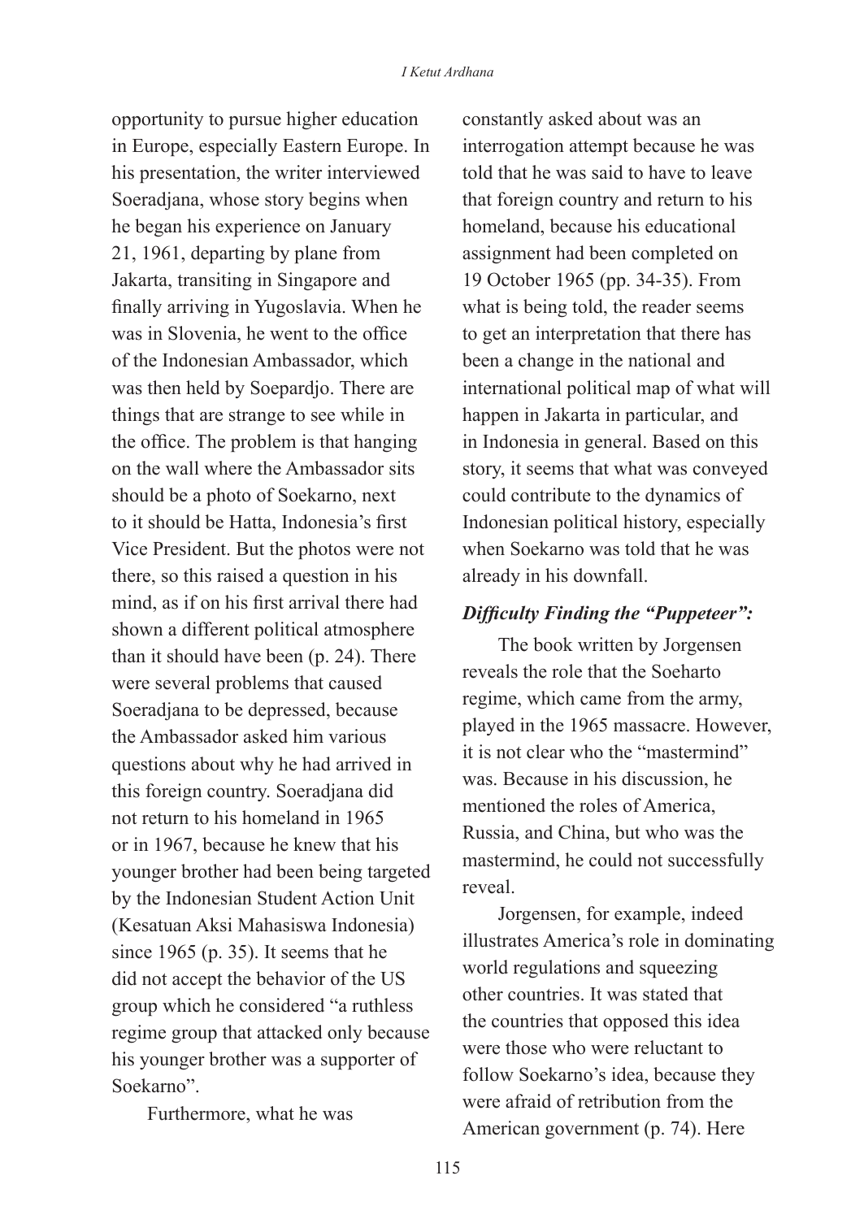opportunity to pursue higher education in Europe, especially Eastern Europe. In his presentation, the writer interviewed Soeradjana, whose story begins when he began his experience on January 21, 1961, departing by plane from Jakarta, transiting in Singapore and finally arriving in Yugoslavia. When he was in Slovenia, he went to the office of the Indonesian Ambassador, which was then held by Soepardjo. There are things that are strange to see while in the office. The problem is that hanging on the wall where the Ambassador sits should be a photo of Soekarno, next to it should be Hatta, Indonesia's first Vice President. But the photos were not there, so this raised a question in his mind, as if on his first arrival there had shown a different political atmosphere than it should have been (p. 24). There were several problems that caused Soeradjana to be depressed, because the Ambassador asked him various questions about why he had arrived in this foreign country. Soeradjana did not return to his homeland in 1965 or in 1967, because he knew that his younger brother had been being targeted by the Indonesian Student Action Unit (Kesatuan Aksi Mahasiswa Indonesia) since 1965 (p. 35). It seems that he did not accept the behavior of the US group which he considered "a ruthless regime group that attacked only because his younger brother was a supporter of Soekarno".

Furthermore, what he was constantly asked about was an interrogation attempt because he was told that he was said to have to leave that foreign country and return to his homeland, because his educational assignment had been completed on 19 October 1965 (pp. 34-35). From what is being told, the reader seems to get an interpretation that there has been a change in the national and international political map of what will happen in Jakarta in particular, and in Indonesia in general. Based on this story, it seems that what was conveyed could contribute to the dynamics of Indonesian political history, especially when Soekarno was told that he was already in his downfall.

### *Difficulty Finding the "Puppeteer":*

The book written by Jorgensen reveals the role that the Soeharto regime, which came from the army, played in the 1965 massacre. However, it is not clear who the "mastermind" was. Because in his discussion, he mentioned the roles of America, Russia, and China, but who was the mastermind, he could not successfully reveal.

Jorgensen, for example, indeed illustrates America's role in dominating world regulations and squeezing other countries. It was stated that the countries that opposed this idea were those who were reluctant to follow Soekarno's idea, because they were afraid of retribution from the American government (p. 74). Here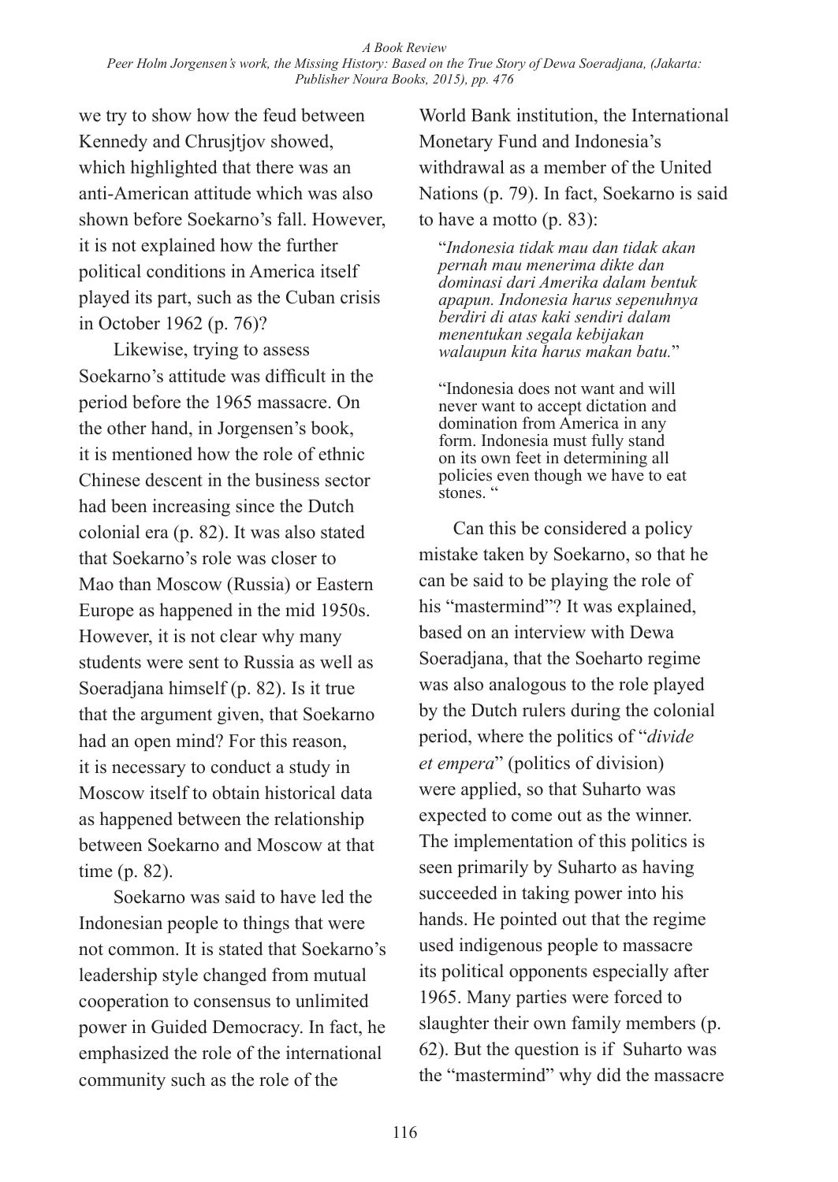we try to show how the feud between Kennedy and Chrusjtjov showed, which highlighted that there was an anti-American attitude which was also shown before Soekarno's fall. However, it is not explained how the further political conditions in America itself played its part, such as the Cuban crisis in October 1962 (p. 76)?

Likewise, trying to assess Soekarno's attitude was difficult in the period before the 1965 massacre. On the other hand, in Jorgensen's book, it is mentioned how the role of ethnic Chinese descent in the business sector had been increasing since the Dutch colonial era (p. 82). It was also stated that Soekarno's role was closer to Mao than Moscow (Russia) or Eastern Europe as happened in the mid 1950s. However, it is not clear why many students were sent to Russia as well as Soeradjana himself (p. 82). Is it true that the argument given, that Soekarno had an open mind? For this reason, it is necessary to conduct a study in Moscow itself to obtain historical data as happened between the relationship between Soekarno and Moscow at that time (p. 82).

Soekarno was said to have led the Indonesian people to things that were not common. It is stated that Soekarno's leadership style changed from mutual cooperation to consensus to unlimited power in Guided Democracy. In fact, he emphasized the role of the international community such as the role of the World Bank institution, the International Monetary Fund and Indonesia's withdrawal as a member of the United Nations (p. 79). In fact, Soekarno is said to have a motto (p. 83):

> "*Indonesia tidak mau dan tidak akan pernah mau menerima dikte dan dominasi dari Amerika dalam bentuk apapun. Indonesia harus sepenuhnya berdiri di atas kaki sendiri dalam menentukan segala kebijakan walaupun kita harus makan batu.*"

> "Indonesia does not want and will never want to accept dictation and domination from America in any form. Indonesia must fully stand on its own feet in determining all policies even though we have to eat stones. "

Can this be considered a policy mistake taken by Soekarno, so that he can be said to be playing the role of his "mastermind"? It was explained, based on an interview with Dewa Soeradjana, that the Soeharto regime was also analogous to the role played by the Dutch rulers during the colonial period, where the politics of "*divide et empera*" (politics of division) were applied, so that Suharto was expected to come out as the winner. The implementation of this politics is seen primarily by Suharto as having succeeded in taking power into his hands. He pointed out that the regime used indigenous people to massacre its political opponents especially after 1965. Many parties were forced to slaughter their own family members (p. 62). But the question is if Suharto was the "mastermind" why did the massacre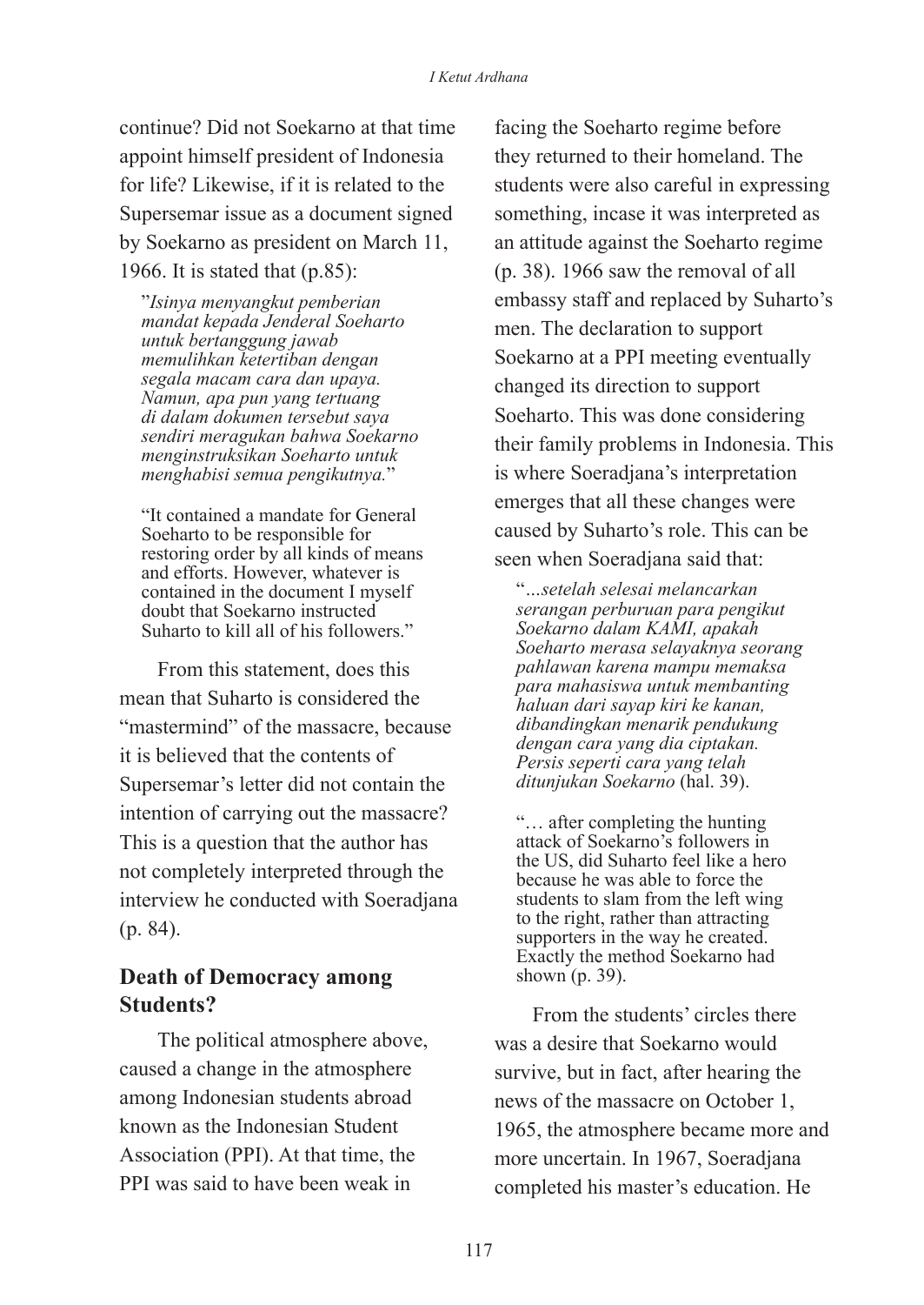continue? Did not Soekarno at that time appoint himself president of Indonesia for life? Likewise, if it is related to the Supersemar issue as a document signed by Soekarno as president on March 11, 1966. It is stated that (p.85):

> "*Isinya menyangkut pemberian mandat kepada Jenderal Soeharto untuk bertanggung jawab memulihkan ketertiban dengan segala macam cara dan upaya. Namun, apa pun yang tertuang di dalam dokumen tersebut saya sendiri meragukan bahwa Soekarno menginstruksikan Soeharto untuk menghabisi semua pengikutnya.*"
>
> "It contained a mandate for General Soeharto to be responsible for restoring order by all kinds of means and efforts. However, whatever is contained in the document I myself doubt that Soekarno instructed Suharto to kill all of his followers."

From this statement, does this mean that Suharto is considered the "mastermind" of the massacre, because it is believed that the contents of Supersemar's letter did not contain the intention of carrying out the massacre? This is a question that the author has not completely interpreted through the interview he conducted with Soeradjana (p. 84).

## Death of Democracy among Students?

The political atmosphere above, caused a change in the atmosphere among Indonesian students abroad known as the Indonesian Student Association (PPI). At that time, the PPI was said to have been weak in facing the Soeharto regime before they returned to their homeland. The students were also careful in expressing something, incase it was interpreted as an attitude against the Soeharto regime (p. 38). 1966 saw the removal of all embassy staff and replaced by Suharto's men. The declaration to support Soekarno at a PPI meeting eventually changed its direction to support Soeharto. This was done considering their family problems in Indonesia. This is where Soeradjana's interpretation emerges that all these changes were caused by Suharto's role. This can be seen when Soeradjana said that:

> "*...setelah selesai melancarkan serangan perburuan para pengikut Soekarno dalam KAMI, apakah Soeharto merasa selayaknya seorang pahlawan karena mampu memaksa para mahasiswa untuk membanting haluan dari sayap kiri ke kanan, dibandingkan menarik pendukung dengan cara yang dia ciptakan. Persis seperti cara yang telah ditunjukan Soekarno* (hal. 39).
>
> "… after completing the hunting attack of Soekarno's followers in the US, did Suharto feel like a hero because he was able to force the students to slam from the left wing to the right, rather than attracting supporters in the way he created. Exactly the method Soekarno had shown (p. 39).

From the students' circles there was a desire that Soekarno would survive, but in fact, after hearing the news of the massacre on October 1, 1965, the atmosphere became more and more uncertain. In 1967, Soeradjana completed his master's education. He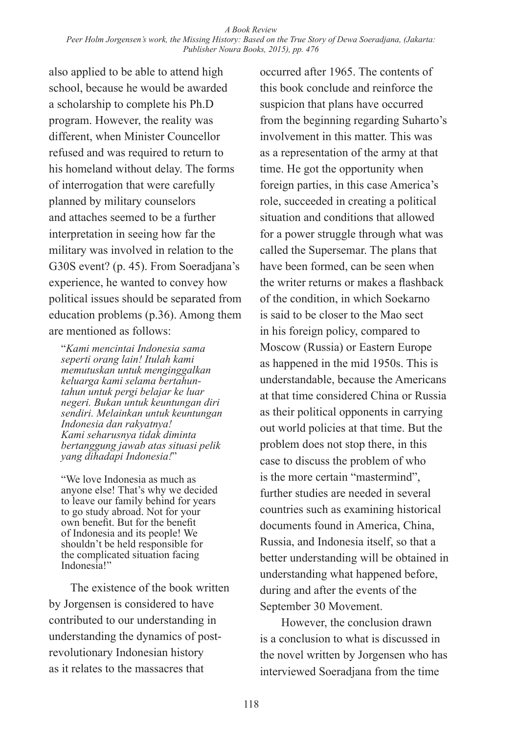also applied to be able to attend high school, because he would be awarded a scholarship to complete his Ph.D program. However, the reality was different, when Minister Councellor refused and was required to return to his homeland without delay. The forms of interrogation that were carefully planned by military counselors and attaches seemed to be a further interpretation in seeing how far the military was involved in relation to the G30S event? (p. 45). From Soeradjana's experience, he wanted to convey how political issues should be separated from education problems (p.36). Among them are mentioned as follows:

> "*Kami mencintai Indonesia sama seperti orang lain! Itulah kami memutuskan untuk menginggalkan keluarga kami selama bertahun-tahun untuk pergi belajar ke luar negeri. Bukan untuk keuntungan diri sendiri. Melainkan untuk keuntungan Indonesia dan rakyatnya! Kami seharusnya tidak diminta bertanggung jawab atas situasi pelik yang dihadapi Indonesia!*"

> "We love Indonesia as much as anyone else! That's why we decided to leave our family behind for years to go study abroad. Not for your own benefit. But for the benefit of Indonesia and its people! We shouldn't be held responsible for the complicated situation facing Indonesia!"

The existence of the book written by Jorgensen is considered to have contributed to our understanding in understanding the dynamics of post-revolutionary Indonesian history as it relates to the massacres that occurred after 1965. The contents of this book conclude and reinforce the suspicion that plans have occurred from the beginning regarding Suharto's involvement in this matter. This was as a representation of the army at that time. He got the opportunity when foreign parties, in this case America's role, succeeded in creating a political situation and conditions that allowed for a power struggle through what was called the Supersemar. The plans that have been formed, can be seen when the writer returns or makes a flashback of the condition, in which Soekarno is said to be closer to the Mao sect in his foreign policy, compared to Moscow (Russia) or Eastern Europe as happened in the mid 1950s. This is understandable, because the Americans at that time considered China or Russia as their political opponents in carrying out world policies at that time. But the problem does not stop there, in this case to discuss the problem of who is the more certain "mastermind", further studies are needed in several countries such as examining historical documents found in America, China, Russia, and Indonesia itself, so that a better understanding will be obtained in understanding what happened before, during and after the events of the September 30 Movement.

However, the conclusion drawn is a conclusion to what is discussed in the novel written by Jorgensen who has interviewed Soeradjana from the time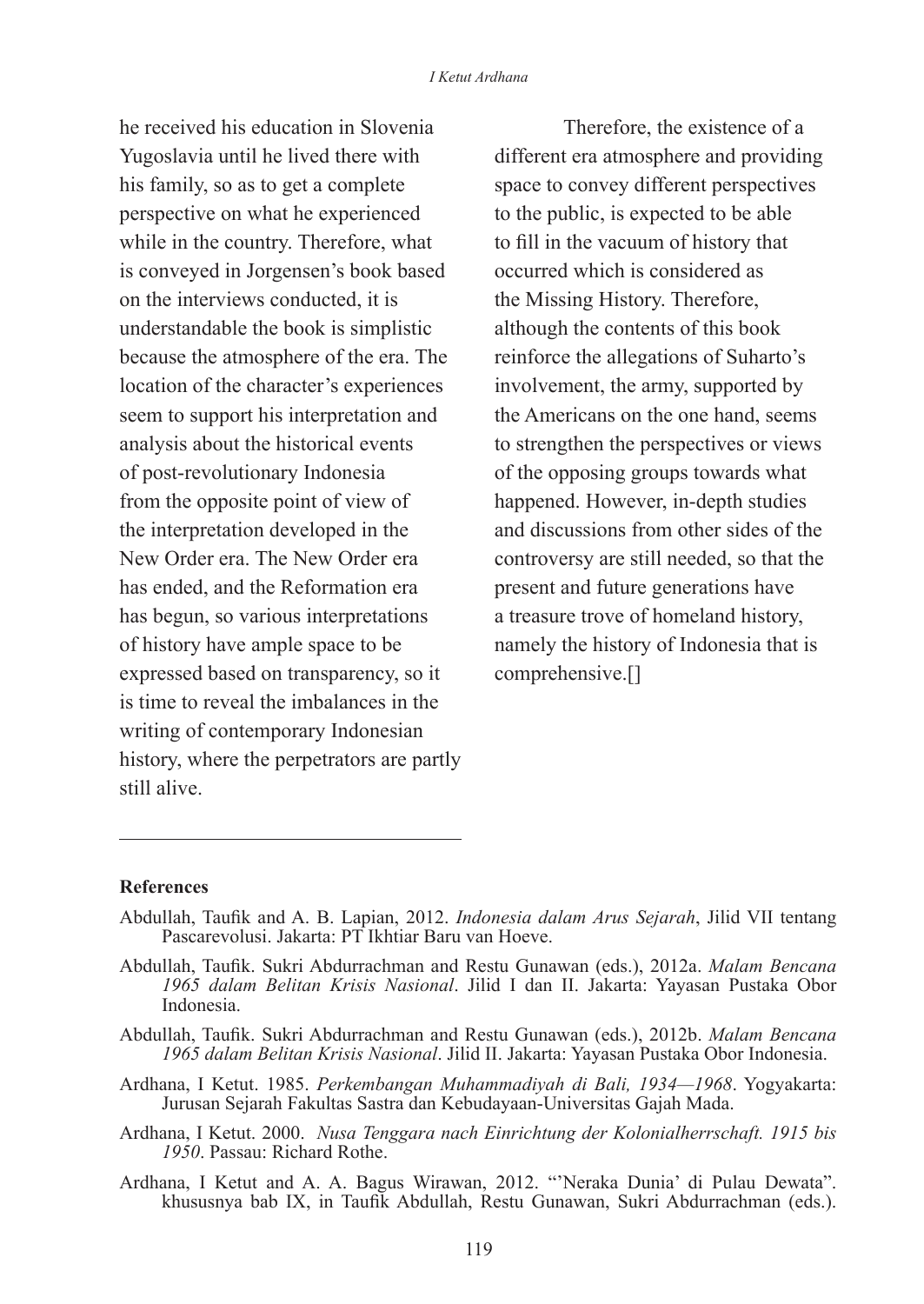he received his education in Slovenia Yugoslavia until he lived there with his family, so as to get a complete perspective on what he experienced while in the country. Therefore, what is conveyed in Jorgensen's book based on the interviews conducted, it is understandable the book is simplistic because the atmosphere of the era. The location of the character's experiences seem to support his interpretation and analysis about the historical events of post-revolutionary Indonesia from the opposite point of view of the interpretation developed in the New Order era. The New Order era has ended, and the Reformation era has begun, so various interpretations of history have ample space to be expressed based on transparency, so it is time to reveal the imbalances in the writing of contemporary Indonesian history, where the perpetrators are partly still alive.

Therefore, the existence of a different era atmosphere and providing space to convey different perspectives to the public, is expected to be able to fill in the vacuum of history that occurred which is considered as the Missing History. Therefore, although the contents of this book reinforce the allegations of Suharto's involvement, the army, supported by the Americans on the one hand, seems to strengthen the perspectives or views of the opposing groups towards what happened. However, in-depth studies and discussions from other sides of the controversy are still needed, so that the present and future generations have a treasure trove of homeland history, namely the history of Indonesia that is comprehensive.[]

## References

Abdullah, Taufik and A. B. Lapian, 2012. *Indonesia dalam Arus Sejarah*, Jilid VII tentang Pascarevolusi. Jakarta: PT Ikhtiar Baru van Hoeve.

Abdullah, Taufik. Sukri Abdurrachman and Restu Gunawan (eds.), 2012a. *Malam Bencana 1965 dalam Belitan Krisis Nasional*. Jilid I dan II. Jakarta: Yayasan Pustaka Obor Indonesia.

Abdullah, Taufik. Sukri Abdurrachman and Restu Gunawan (eds.), 2012b. *Malam Bencana 1965 dalam Belitan Krisis Nasional*. Jilid II. Jakarta: Yayasan Pustaka Obor Indonesia.

Ardhana, I Ketut. 1985. *Perkembangan Muhammadiyah di Bali, 1934—1968*. Yogyakarta: Jurusan Sejarah Fakultas Sastra dan Kebudayaan-Universitas Gajah Mada.

Ardhana, I Ketut. 2000. *Nusa Tenggara nach Einrichtung der Kolonialherrschaft. 1915 bis 1950*. Passau: Richard Rothe.

Ardhana, I Ketut and A. A. Bagus Wirawan, 2012. "'Neraka Dunia' di Pulau Dewata". khususnya bab IX, in Taufik Abdullah, Restu Gunawan, Sukri Abdurrachman (eds.).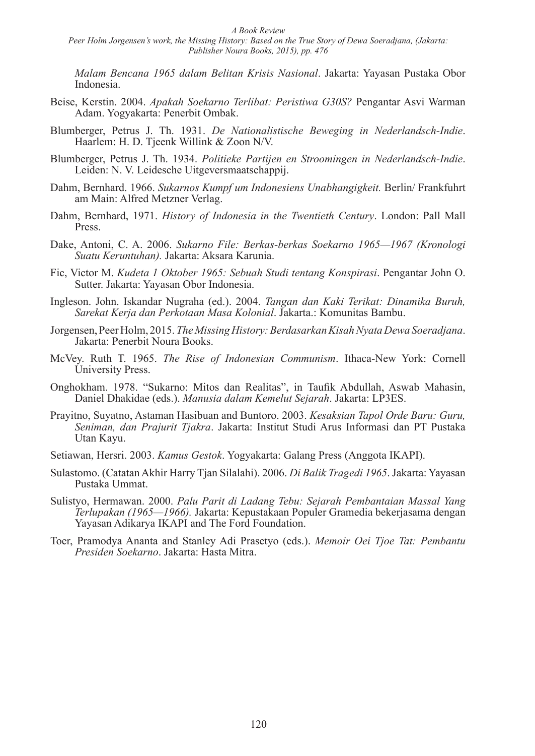*Malam Bencana 1965 dalam Belitan Krisis Nasional*. Jakarta: Yayasan Pustaka Obor Indonesia.

Beise, Kerstin. 2004. *Apakah Soekarno Terlibat: Peristiwa G30S?* Pengantar Asvi Warman Adam. Yogyakarta: Penerbit Ombak.

Blumberger, Petrus J. Th. 1931. *De Nationalistische Beweging in Nederlandsch-Indie*. Haarlem: H. D. Tjeenk Willink & Zoon N/V.

Blumberger, Petrus J. Th. 1934. *Politieke Partijen en Stroomingen in Nederlandsch-Indie*. Leiden: N. V. Leidesche Uitgeversmaatschappij.

Dahm, Bernhard. 1966. *Sukarnos Kumpf um Indonesiens Unabhangigkeit.* Berlin/ Frankfuhrt am Main: Alfred Metzner Verlag.

Dahm, Bernhard, 1971. *History of Indonesia in the Twentieth Century*. London: Pall Mall Press.

Dake, Antoni, C. A. 2006. *Sukarno File: Berkas-berkas Soekarno 1965—1967 (Kronologi Suatu Keruntuhan).* Jakarta: Aksara Karunia.

Fic, Victor M. *Kudeta 1 Oktober 1965: Sebuah Studi tentang Konspirasi*. Pengantar John O. Sutter. Jakarta: Yayasan Obor Indonesia.

Ingleson. John. Iskandar Nugraha (ed.). 2004. *Tangan dan Kaki Terikat: Dinamika Buruh, Sarekat Kerja dan Perkotaan Masa Kolonial*. Jakarta.: Komunitas Bambu.

Jorgensen, Peer Holm, 2015. *The Missing History: Berdasarkan Kisah Nyata Dewa Soeradjana*. Jakarta: Penerbit Noura Books.

McVey. Ruth T. 1965. *The Rise of Indonesian Communism*. Ithaca-New York: Cornell University Press.

Onghokham. 1978. "Sukarno: Mitos dan Realitas", in Taufik Abdullah, Aswab Mahasin, Daniel Dhakidae (eds.). *Manusia dalam Kemelut Sejarah*. Jakarta: LP3ES.

Prayitno, Suyatno, Astaman Hasibuan and Buntoro. 2003. *Kesaksian Tapol Orde Baru: Guru, Seniman, dan Prajurit Tjakra*. Jakarta: Institut Studi Arus Informasi dan PT Pustaka Utan Kayu.

Setiawan, Hersri. 2003. *Kamus Gestok*. Yogyakarta: Galang Press (Anggota IKAPI).

Sulastomo. (Catatan Akhir Harry Tjan Silalahi). 2006. *Di Balik Tragedi 1965*. Jakarta: Yayasan Pustaka Ummat.

Sulistyo, Hermawan. 2000. *Palu Parit di Ladang Tebu: Sejarah Pembantaian Massal Yang Terlupakan (1965—1966).* Jakarta: Kepustakaan Populer Gramedia bekerjasama dengan Yayasan Adikarya IKAPI and The Ford Foundation.

Toer, Pramodya Ananta and Stanley Adi Prasetyo (eds.). *Memoir Oei Tjoe Tat: Pembantu Presiden Soekarno*. Jakarta: Hasta Mitra.